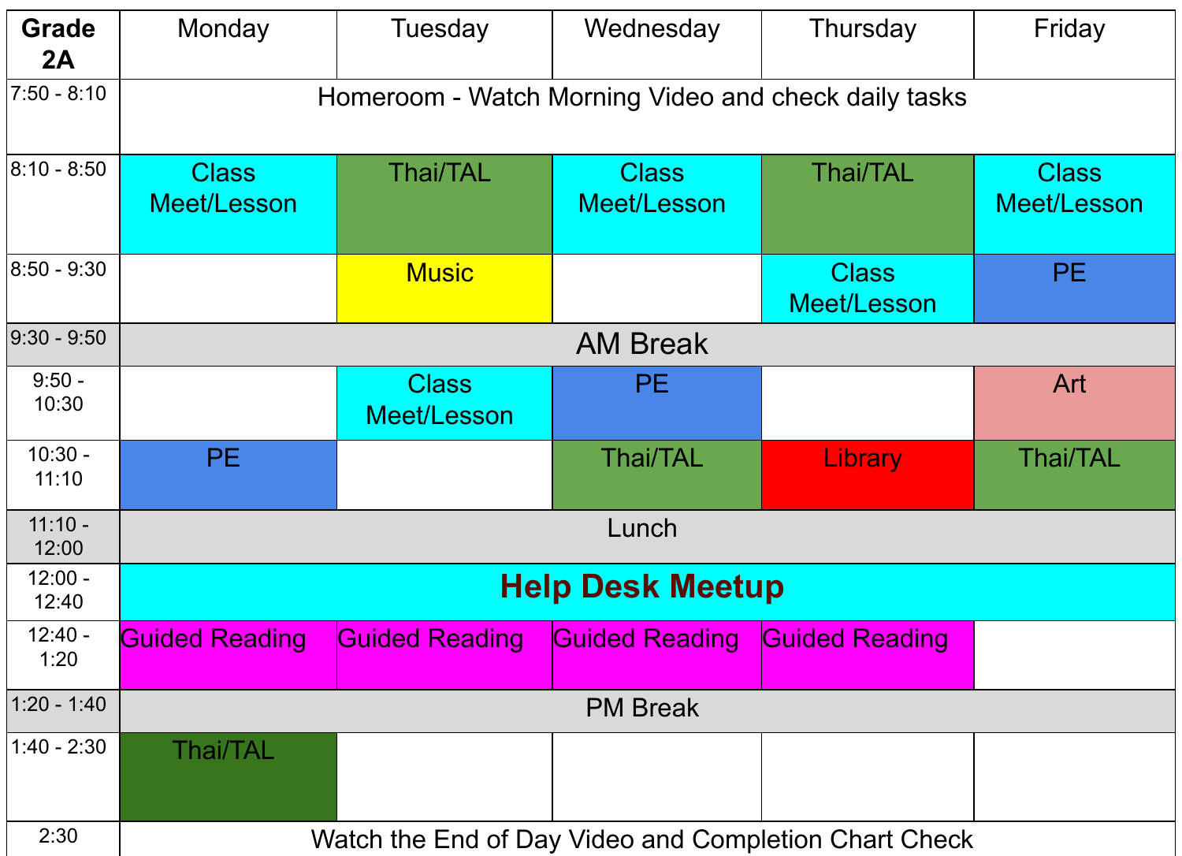| Grade 2A | Monday | Tuesday | Wednesday | Thursday | Friday |
|---|---|---|---|---|---|
| 7:50 - 8:10 | Homeroom - Watch Morning Video and check daily tasks | | | | |
| 8:10 - 8:50 | Class Meet/Lesson | Thai/TAL | Class Meet/Lesson | Thai/TAL | Class Meet/Lesson |
| 8:50 - 9:30 | | Music | | Class Meet/Lesson | PE |
| 9:30 - 9:50 | AM Break | | | | |
| 9:50 - 10:30 | | Class Meet/Lesson | PE | | Art |
| 10:30 - 11:10 | PE | | Thai/TAL | Library | Thai/TAL |
| 11:10 - 12:00 | Lunch | | | | |
| 12:00 - 12:40 | **Help Desk Meetup** | | | | |
| 12:40 - 1:20 | Guided Reading | Guided Reading | Guided Reading | Guided Reading | |
| 1:20 - 1:40 | PM Break | | | | |
| 1:40 - 2:30 | Thai/TAL | | | | |
| 2:30 | Watch the End of Day Video and Completion Chart Check | | | | |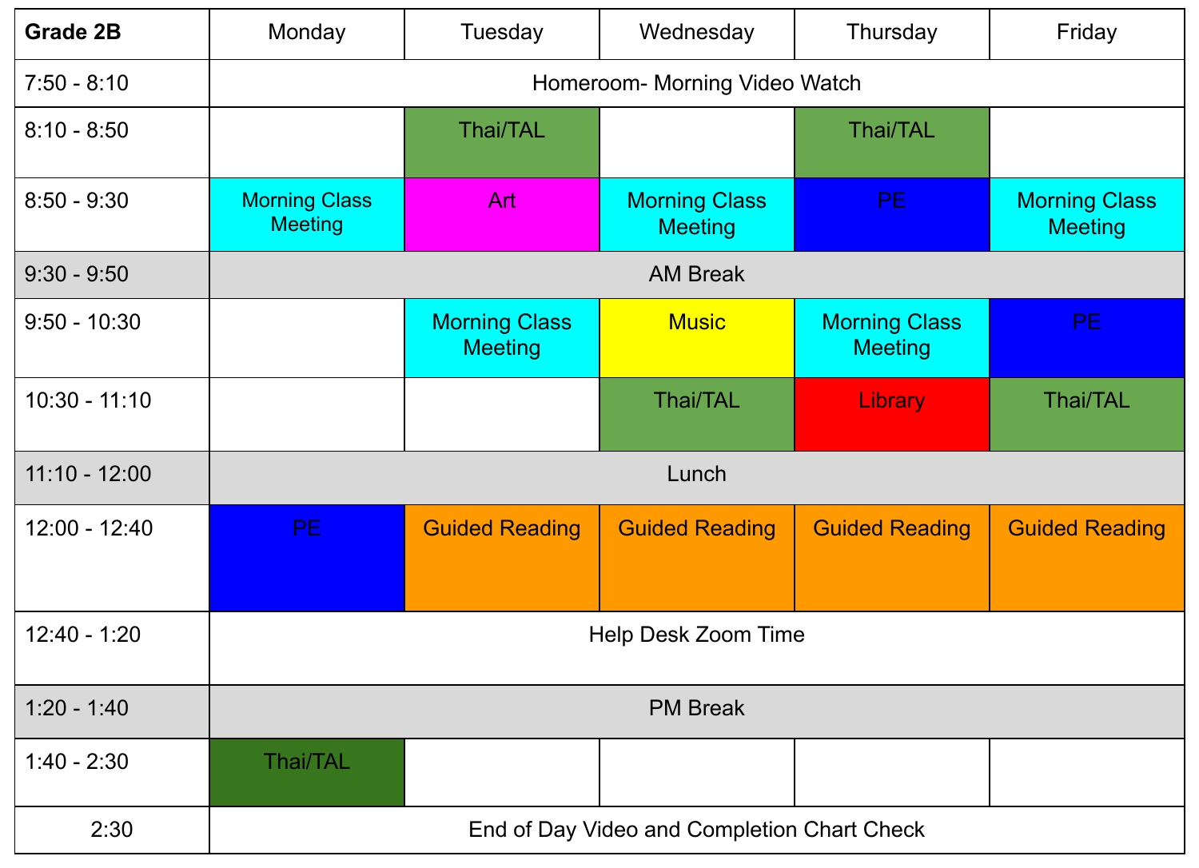| Grade 2B | Monday | Tuesday | Wednesday | Thursday | Friday |
|---|---|---|---|---|---|
| 7:50 - 8:10 | Homeroom- Morning Video Watch | | | | |
| 8:10 - 8:50 | | Thai/TAL | | Thai/TAL | |
| 8:50 - 9:30 | Morning Class Meeting | Art | Morning Class Meeting | PE | Morning Class Meeting |
| 9:30 - 9:50 | AM Break | | | | |
| 9:50 - 10:30 | | Morning Class Meeting | Music | Morning Class Meeting | PE |
| 10:30 - 11:10 | | | Thai/TAL | Library | Thai/TAL |
| 11:10 - 12:00 | Lunch | | | | |
| 12:00 - 12:40 | PE | Guided Reading | Guided Reading | Guided Reading | Guided Reading |
| 12:40 - 1:20 | Help Desk Zoom Time | | | | |
| 1:20 - 1:40 | PM Break | | | | |
| 1:40 - 2:30 | Thai/TAL | | | | |
| 2:30 | End of Day Video and Completion Chart Check | | | | |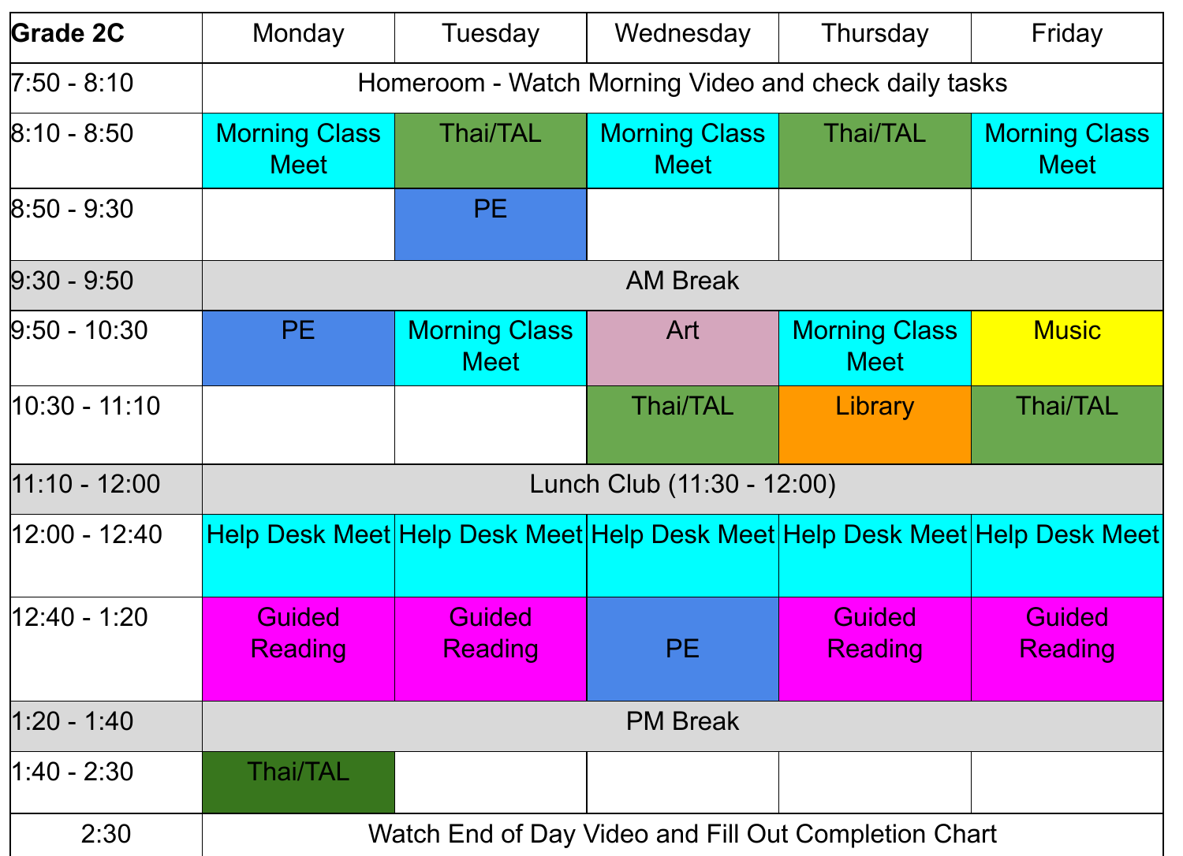| Grade 2C | Monday | Tuesday | Wednesday | Thursday | Friday |
|---|---|---|---|---|---|
| 7:50 - 8:10 | Homeroom - Watch Morning Video and check daily tasks | | | | |
| 8:10 - 8:50 | Morning Class Meet | Thai/TAL | Morning Class Meet | Thai/TAL | Morning Class Meet |
| 8:50 - 9:30 | | PE | | | |
| 9:30 - 9:50 | AM Break | | | | |
| 9:50 - 10:30 | PE | Morning Class Meet | Art | Morning Class Meet | Music |
| 10:30 - 11:10 | | | Thai/TAL | Library | Thai/TAL |
| 11:10 - 12:00 | Lunch Club (11:30 - 12:00) | | | | |
| 12:00 - 12:40 | Help Desk Meet | Help Desk Meet | Help Desk Meet | Help Desk Meet | Help Desk Meet |
| 12:40 - 1:20 | Guided Reading | Guided Reading | PE | Guided Reading | Guided Reading |
| 1:20 - 1:40 | PM Break | | | | |
| 1:40 - 2:30 | Thai/TAL | | | | |
| 2:30 | Watch End of Day Video and Fill Out Completion Chart | | | | |